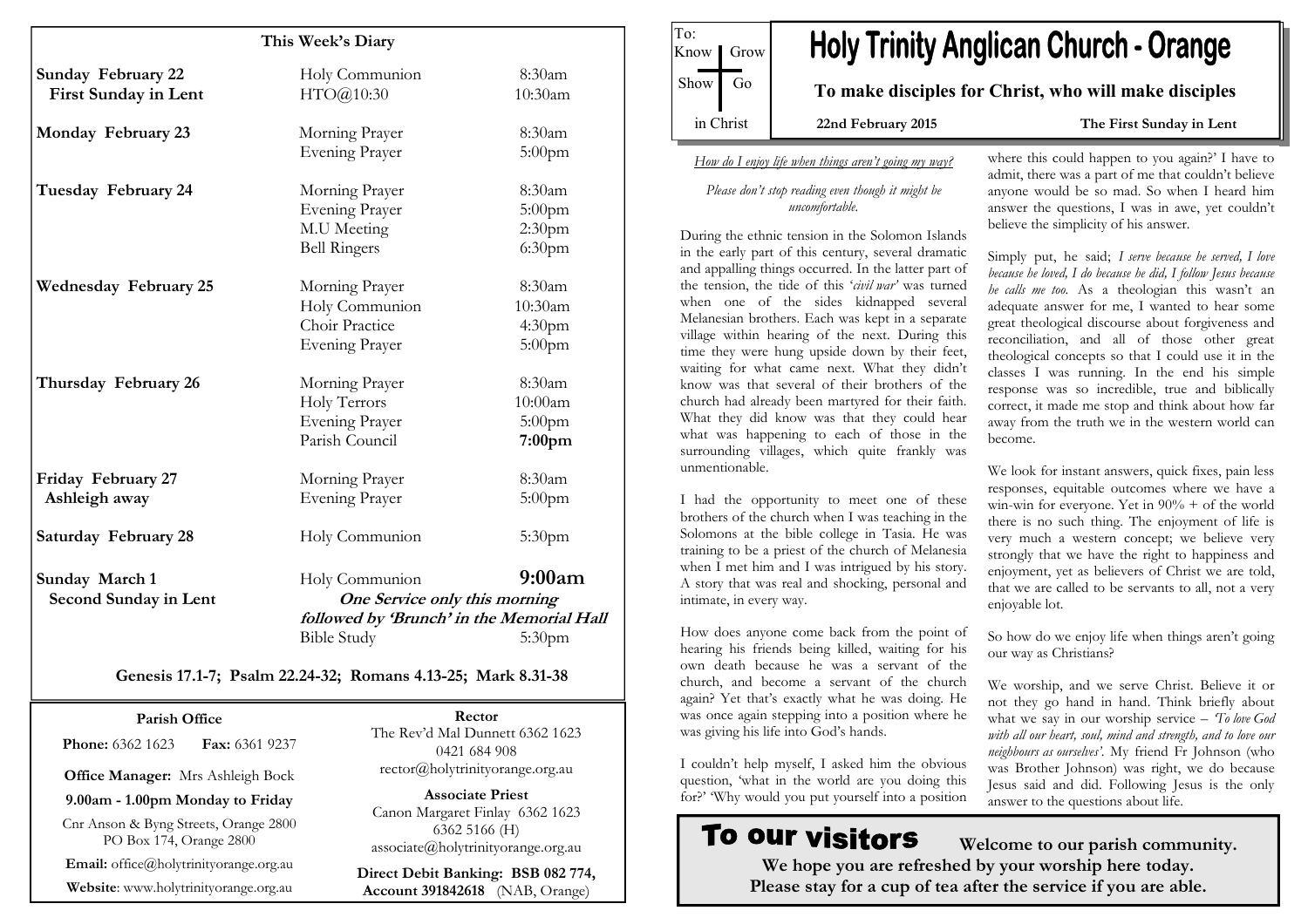## This Week's Diary

| Day | Service | Time |
|---|---|---|
| **Sunday February 22** | Holy Communion | 8:30am |
| **First Sunday in Lent** | HTO@10:30 | 10:30am |
| **Monday February 23** | Morning Prayer | 8:30am |
| | Evening Prayer | 5:00pm |
| **Tuesday February 24** | Morning Prayer | 8:30am |
| | Evening Prayer | 5:00pm |
| | M.U Meeting | 2:30pm |
| | Bell Ringers | 6:30pm |
| **Wednesday February 25** | Morning Prayer | 8:30am |
| | Holy Communion | 10:30am |
| | Choir Practice | 4:30pm |
| | Evening Prayer | 5:00pm |
| **Thursday February 26** | Morning Prayer | 8:30am |
| | Holy Terrors | 10:00am |
| | Evening Prayer | 5:00pm |
| | Parish Council | **7:00pm** |
| **Friday February 27** | Morning Prayer | 8:30am |
| **Ashleigh away** | Evening Prayer | 5:00pm |
| **Saturday February 28** | Holy Communion | 5:30pm |
| **Sunday March 1** | Holy Communion | **9:00am** |
| **Second Sunday in Lent** | ***One Service only this morning followed by 'Brunch' in the Memorial Hall*** | |
| | Bible Study | 5:30pm |

**Genesis 17.1-7; Psalm 22.24-32; Romans 4.13-25; Mark 8.31-38**

**Parish Office**

**Phone:** 6362 1623 **Fax:** 6361 9237

**Office Manager:** Mrs Ashleigh Bock

**9.00am - 1.00pm Monday to Friday**

Cnr Anson & Byng Streets, Orange 2800
PO Box 174, Orange 2800

**Email:** office@holytrinityorange.org.au

**Website**: www.holytrinityorange.org.au

**Rector**

The Rev'd Mal Dunnett 6362 1623
0421 684 908
rector@holytrinityorange.org.au

**Associate Priest**

Canon Margaret Finlay 6362 1623
6362 5166 (H)
associate@holytrinityorange.org.au

**Direct Debit Banking: BSB 082 774, Account 391842618** (NAB, Orange)

To: Know Grow Show Go in Christ

# Holy Trinity Anglican Church - Orange

**To make disciples for Christ, who will make disciples**

**22nd February 2015** **The First Sunday in Lent**

*How do I enjoy life when things aren't going my way?*

*Please don't stop reading even though it might be uncomfortable.*

During the ethnic tension in the Solomon Islands in the early part of this century, several dramatic and appalling things occurred. In the latter part of the tension, the tide of this '*civil war*' was turned when one of the sides kidnapped several Melanesian brothers. Each was kept in a separate village within hearing of the next. During this time they were hung upside down by their feet, waiting for what came next. What they didn't know was that several of their brothers of the church had already been martyred for their faith. What they did know was that they could hear what was happening to each of those in the surrounding villages, which quite frankly was unmentionable.

I had the opportunity to meet one of these brothers of the church when I was teaching in the Solomons at the bible college in Tasia. He was training to be a priest of the church of Melanesia when I met him and I was intrigued by his story. A story that was real and shocking, personal and intimate, in every way.

How does anyone come back from the point of hearing his friends being killed, waiting for his own death because he was a servant of the church, and become a servant of the church again? Yet that's exactly what he was doing. He was once again stepping into a position where he was giving his life into God's hands.

I couldn't help myself, I asked him the obvious question, 'what in the world are you doing this for?' 'Why would you put yourself into a position where this could happen to you again?' I have to admit, there was a part of me that couldn't believe anyone would be so mad. So when I heard him answer the questions, I was in awe, yet couldn't believe the simplicity of his answer.

Simply put, he said; *I serve because he served, I love because he loved, I do because he did, I follow Jesus because he calls me too.* As a theologian this wasn't an adequate answer for me, I wanted to hear some great theological discourse about forgiveness and reconciliation, and all of those other great theological concepts so that I could use it in the classes I was running. In the end his simple response was so incredible, true and biblically correct, it made me stop and think about how far away from the truth we in the western world can become.

We look for instant answers, quick fixes, pain less responses, equitable outcomes where we have a win-win for everyone. Yet in 90% + of the world there is no such thing. The enjoyment of life is very much a western concept; we believe very strongly that we have the right to happiness and enjoyment, yet as believers of Christ we are told, that we are called to be servants to all, not a very enjoyable lot.

So how do we enjoy life when things aren't going our way as Christians?

We worship, and we serve Christ. Believe it or not they go hand in hand. Think briefly about what we say in our worship service – *'To love God with all our heart, soul, mind and strength, and to love our neighbours as ourselves'.* My friend Fr Johnson (who was Brother Johnson) was right, we do because Jesus said and did. Following Jesus is the only answer to the questions about life.

## To our visitors

**Welcome to our parish community.**
**We hope you are refreshed by your worship here today.**
**Please stay for a cup of tea after the service if you are able.**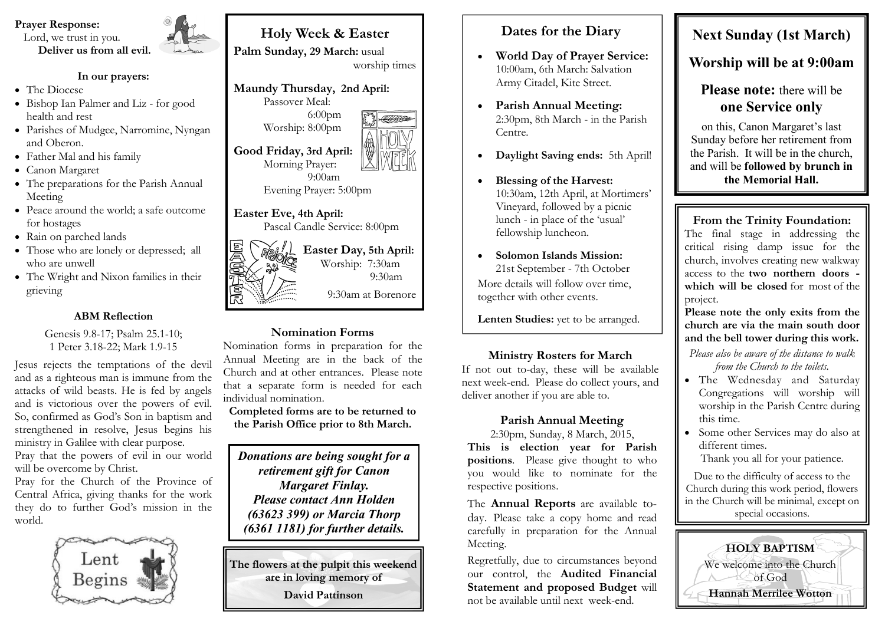**Prayer Response:**
Lord, we trust in you.
**Deliver us from all evil.**

**In our prayers:**

- The Diocese
- Bishop Ian Palmer and Liz - for good health and rest
- Parishes of Mudgee, Narromine, Nyngan and Oberon.
- Father Mal and his family
- Canon Margaret
- The preparations for the Parish Annual Meeting
- Peace around the world; a safe outcome for hostages
- Rain on parched lands
- Those who are lonely or depressed; all who are unwell
- The Wright and Nixon families in their grieving

**ABM Reflection**

Genesis 9.8-17; Psalm 25.1-10; 1 Peter 3.18-22; Mark 1.9-15

Jesus rejects the temptations of the devil and as a righteous man is immune from the attacks of wild beasts. He is fed by angels and is victorious over the powers of evil. So, confirmed as God's Son in baptism and strengthened in resolve, Jesus begins his ministry in Galilee with clear purpose.

Pray that the powers of evil in our world will be overcome by Christ.

Pray for the Church of the Province of Central Africa, giving thanks for the work they do to further God's mission in the world.

Lent Begins

## Holy Week & Easter

**Palm Sunday, 29 March:** usual worship times

**Maundy Thursday, 2nd April:**
Passover Meal: 6:00pm
Worship: 8:00pm

**Good Friday, 3rd April:**
Morning Prayer: 9:00am
Evening Prayer: 5:00pm

**Easter Eve, 4th April:**
Pascal Candle Service: 8:00pm

**Easter Day, 5th April:**
Worship: 7:30am
9:30am
9:30am at Borenore

**Nomination Forms**

Nomination forms in preparation for the Annual Meeting are in the back of the Church and at other entrances. Please note that a separate form is needed for each individual nomination.

**Completed forms are to be returned to the Parish Office prior to 8th March.**

***Donations are being sought for a retirement gift for Canon Margaret Finlay. Please contact Ann Holden (63623 399) or Marcia Thorp (6361 1181) for further details.***

**The flowers at the pulpit this weekend are in loving memory of**

**David Pattinson**

## Dates for the Diary

- **World Day of Prayer Service:** 10:00am, 6th March: Salvation Army Citadel, Kite Street.
- **Parish Annual Meeting:** 2:30pm, 8th March - in the Parish Centre.
- **Daylight Saving ends:** 5th April!
- **Blessing of the Harvest:** 10:30am, 12th April, at Mortimers' Vineyard, followed by a picnic lunch - in place of the 'usual' fellowship luncheon.
- **Solomon Islands Mission:** 21st September - 7th October

More details will follow over time, together with other events.

**Lenten Studies:** yet to be arranged.

**Ministry Rosters for March**

If not out to-day, these will be available next week-end. Please do collect yours, and deliver another if you are able to.

**Parish Annual Meeting**

2:30pm, Sunday, 8 March, 2015,

**This is election year for Parish positions**. Please give thought to who you would like to nominate for the respective positions.

The **Annual Reports** are available to-day. Please take a copy home and read carefully in preparation for the Annual Meeting.

Regretfully, due to circumstances beyond our control, the **Audited Financial Statement and proposed Budget** will not be available until next week-end.

## Next Sunday (1st March)

## Worship will be at 9:00am

### **Please note:** there will be **one Service only**

on this, Canon Margaret's last Sunday before her retirement from the Parish. It will be in the church, and will be **followed by brunch in the Memorial Hall.**

**From the Trinity Foundation:**

The final stage in addressing the critical rising damp issue for the church, involves creating new walkway access to the **two northern doors - which will be closed** for most of the project.

**Please note the only exits from the church are via the main south door and the bell tower during this work.**

*Please also be aware of the distance to walk from the Church to the toilets.*

- The Wednesday and Saturday Congregations will worship will worship in the Parish Centre during this time.
- Some other Services may do also at different times.

Thank you all for your patience.

Due to the difficulty of access to the Church during this work period, flowers in the Church will be minimal, except on special occasions.

**HOLY BAPTISM**

We welcome into the Church of God

**Hannah Merrilee Wotton**